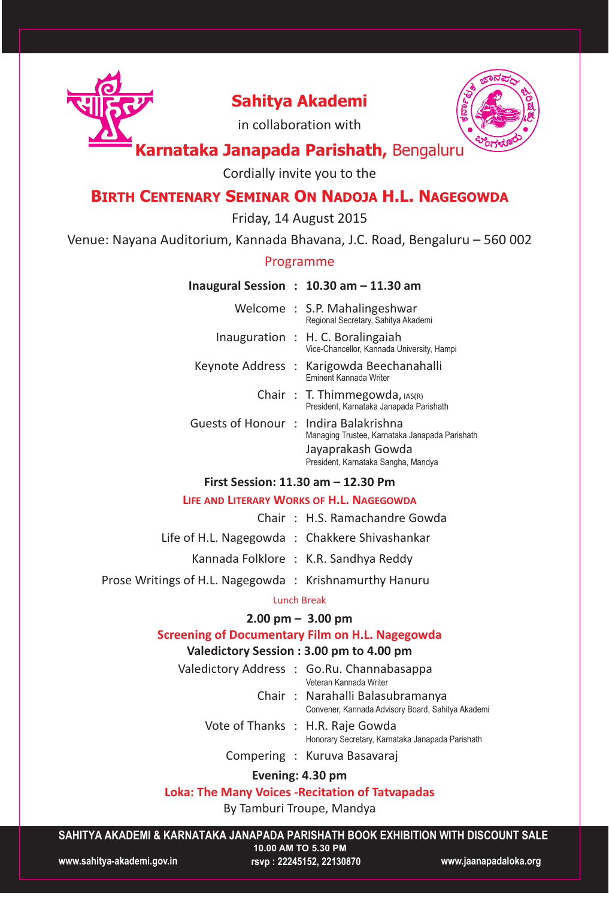# Sahitya Akademi

in collaboration with

## Karnataka Janapada Parishath, Bengaluru

Cordially invite you to the

## Birth Centenary Seminar On Nadoja H.L. Nagegowda

Friday, 14 August 2015

Venue: Nayana Auditorium, Kannada Bhavana, J.C. Road, Bengaluru – 560 002

### Programme

**Inaugural Session : 10.30 am – 11.30 am**

| | | |
|---|---|---|
| Welcome | : | S.P. Mahalingeshwar<br>Regional Secretary, Sahitya Akademi |
| Inauguration | : | H. C. Boralingaiah<br>Vice-Chancellor, Kannada University, Hampi |
| Keynote Address | : | Karigowda Beechanahalli<br>Eminent Kannada Writer |
| Chair | : | T. Thimmegowda, IAS(R)<br>President, Karnataka Janapada Parishath |
| Guests of Honour | : | Indira Balakrishna<br>Managing Trustee, Karnataka Janapada Parishath<br>Jayaprakash Gowda<br>President, Karnataka Sangha, Mandya |

**First Session: 11.30 am – 12.30 Pm**

**Life and Literary Works of H.L. Nagegowda**

| | | |
|---|---|---|
| Chair | : | H.S. Ramachandre Gowda |
| Life of H.L. Nagegowda | : | Chakkere Shivashankar |
| Kannada Folklore | : | K.R. Sandhya Reddy |
| Prose Writings of H.L. Nagegowda | : | Krishnamurthy Hanuru |

Lunch Break

**2.00 pm – 3.00 pm**

**Screening of Documentary Film on H.L. Nagegowda**

**Valedictory Session : 3.00 pm to 4.00 pm**

| | | |
|---|---|---|
| Valedictory Address | : | Go.Ru. Channabasappa<br>Veteran Kannada Writer |
| Chair | : | Narahalli Balasubramanya<br>Convener, Kannada Advisory Board, Sahitya Akademi |
| Vote of Thanks | : | H.R. Raje Gowda<br>Honorary Secretary, Karnataka Janapada Parishath |
| Compering | : | Kuruva Basavaraj |

**Evening: 4.30 pm**

**Loka: The Many Voices -Recitation of Tatvapadas**

By Tamburi Troupe, Mandya

**SAHITYA AKADEMI & KARNATAKA JANAPADA PARISHATH BOOK EXHIBITION WITH DISCOUNT SALE**

**10.00 AM TO 5.30 PM**

www.sahitya-akademi.gov.in rsvp : 22245152, 22130870 www.jaanapadaloka.org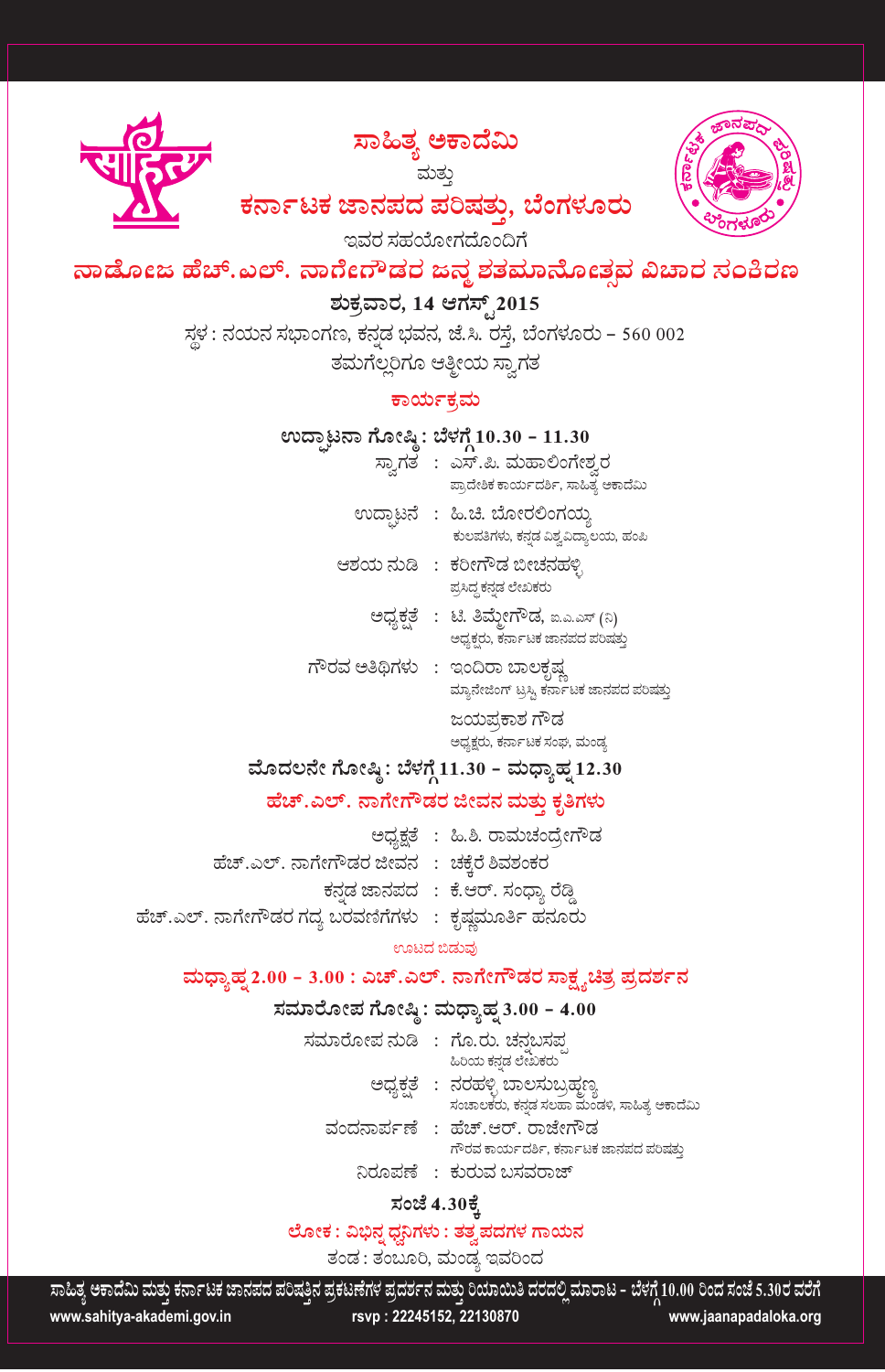# ಸಾಹಿತ್ಯ ಅಕಾದೆಮಿ

ಮತ್ತು

# ಕರ್ನಾಟಕ ಜಾನಪದ ಪರಿಷತ್ತು, ಬೆಂಗಳೂರು

ಇವರ ಸಹಯೋಗದೊಂದಿಗೆ

## ನಾಡೋಜ ಹೆಚ್.ಎಲ್. ನಾಗೇಗೌಡರ ಜನ್ಮ ಶತಮಾನೋತ್ಸವ ವಿಚಾರ ಸಂಕಿರಣ

**ಶುಕ್ರವಾರ, 14 ಆಗಸ್ಟ್ 2015**

ಸ್ಥಳ : ನಯನ ಸಭಾಂಗಣ, ಕನ್ನಡ ಭವನ, ಜೆ.ಸಿ. ರಸ್ತೆ, ಬೆಂಗಳೂರು – 560 002

ತಮಗೆಲ್ಲರಿಗೂ ಆತ್ಮೀಯ ಸ್ವಾಗತ

### ಕಾರ್ಯಕ್ರಮ

**ಉದ್ಘಾಟನಾ ಗೋಷ್ಠಿ : ಬೆಳಗ್ಗೆ 10.30 – 11.30**

ಸ್ವಾಗತ : ಎಸ್.ಪಿ. ಮಹಾಲಿಂಗೇಶ್ವರ
ಪ್ರಾದೇಶಿಕ ಕಾರ್ಯದರ್ಶಿ, ಸಾಹಿತ್ಯ ಅಕಾದೆಮಿ

ಉದ್ಘಾಟನೆ : ಹಿ.ಚಿ. ಬೋರಲಿಂಗಯ್ಯ
ಕುಲಪತಿಗಳು, ಕನ್ನಡ ವಿಶ್ವವಿದ್ಯಾಲಯ, ಹಂಪಿ

ಆಶಯ ನುಡಿ : ಕರೀಗೌಡ ಬೀಚನಹಳ್ಳಿ
ಪ್ರಸಿದ್ಧ ಕನ್ನಡ ಲೇಖಕರು

ಅಧ್ಯಕ್ಷತೆ : ಟಿ. ತಿಮ್ಮೇಗೌಡ, ಐ.ಎ.ಎಸ್ (ನಿ)
ಅಧ್ಯಕ್ಷರು, ಕರ್ನಾಟಕ ಜಾನಪದ ಪರಿಷತ್ತು

ಗೌರವ ಅತಿಥಿಗಳು : ಇಂದಿರಾ ಬಾಲಕೃಷ್ಣ
ಮ್ಯಾನೇಜಿಂಗ್ ಟ್ರಸ್ಟಿ, ಕರ್ನಾಟಕ ಜಾನಪದ ಪರಿಷತ್ತು

ಜಯಪ್ರಕಾಶ ಗೌಡ
ಅಧ್ಯಕ್ಷರು, ಕರ್ನಾಟಕ ಸಂಘ, ಮಂಡ್ಯ

**ಮೊದಲನೇ ಗೋಷ್ಠಿ : ಬೆಳಗ್ಗೆ 11.30 – ಮಧ್ಯಾಹ್ನ 12.30**

**ಹೆಚ್.ಎಲ್. ನಾಗೇಗೌಡರ ಜೀವನ ಮತ್ತು ಕೃತಿಗಳು**

ಅಧ್ಯಕ್ಷತೆ : ಹಿ.ಶಿ. ರಾಮಚಂದ್ರೇಗೌಡ

ಹೆಚ್.ಎಲ್. ನಾಗೇಗೌಡರ ಜೀವನ : ಚಕ್ಕೆರೆ ಶಿವಶಂಕರ

ಕನ್ನಡ ಜಾನಪದ : ಕೆ.ಆರ್. ಸಂಧ್ಯಾ ರೆಡ್ಡಿ

ಹೆಚ್.ಎಲ್. ನಾಗೇಗೌಡರ ಗದ್ಯ ಬರವಣಿಗೆಗಳು : ಕೃಷ್ಣಮೂರ್ತಿ ಹನೂರು

ಊಟದ ಬಿಡುವು

**ಮಧ್ಯಾಹ್ನ 2.00 – 3.00 : ಎಚ್.ಎಲ್. ನಾಗೇಗೌಡರ ಸಾಕ್ಷ್ಯಚಿತ್ರ ಪ್ರದರ್ಶನ**

**ಸಮಾರೋಪ ಗೋಷ್ಠಿ : ಮಧ್ಯಾಹ್ನ 3.00 – 4.00**

ಸಮಾರೋಪ ನುಡಿ : ಗೊ.ರು. ಚನ್ನಬಸಪ್ಪ
ಹಿರಿಯ ಕನ್ನಡ ಲೇಖಕರು

ಅಧ್ಯಕ್ಷತೆ : ನರಹಳ್ಳಿ ಬಾಲಸುಬ್ರಹ್ಮಣ್ಯ
ಸಂಚಾಲಕರು, ಕನ್ನಡ ಸಲಹಾ ಮಂಡಳಿ, ಸಾಹಿತ್ಯ ಅಕಾದೆಮಿ

ವಂದನಾರ್ಪಣೆ : ಹೆಚ್.ಆರ್. ರಾಜೇಗೌಡ
ಗೌರವ ಕಾರ್ಯದರ್ಶಿ, ಕರ್ನಾಟಕ ಜಾನಪದ ಪರಿಷತ್ತು

ನಿರೂಪಣೆ : ಕುರುವ ಬಸವರಾಜ್

**ಸಂಜೆ 4.30ಕ್ಕೆ**

**ಲೋಕ : ವಿಭಿನ್ನ ಧ್ವನಿಗಳು : ತತ್ವಪದಗಳ ಗಾಯನ**

ತಂಡ : ತಂಬೂರಿ, ಮಂಡ್ಯ ಇವರಿಂದ

ಸಾಹಿತ್ಯ ಅಕಾದೆಮಿ ಮತ್ತು ಕರ್ನಾಟಕ ಜಾನಪದ ಪರಿಷತ್ತಿನ ಪ್ರಕಟಣೆಗಳ ಪ್ರದರ್ಶನ ಮತ್ತು ರಿಯಾಯಿತಿ ದರದಲ್ಲಿ ಮಾರಾಟ – ಬೆಳಗ್ಗೆ 10.00 ರಿಂದ ಸಂಜೆ 5.30ರ ವರೆಗೆ

www.sahitya-akademi.gov.in | rsvp : 22245152, 22130870 | www.jaanapadaloka.org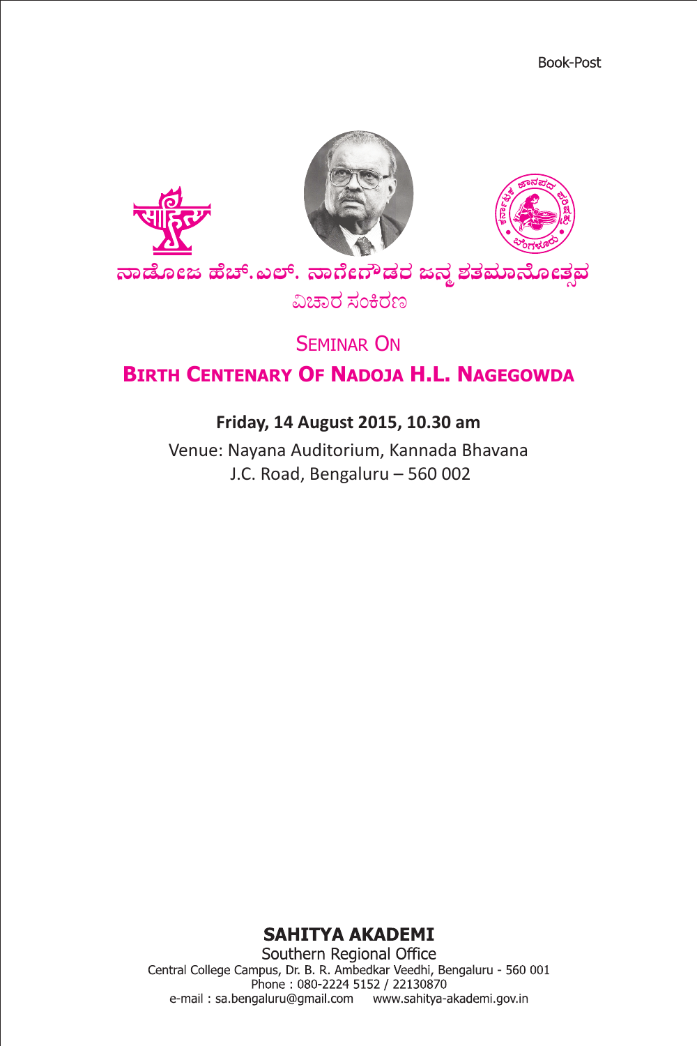Book-Post

# ನಾಡೋಜ ಹೆಚ್.ಎಲ್. ನಾಗೇಗೌಡರ ಜನ್ಮ ಶತಮಾನೋತ್ಸವ

ವಿಚಾರ ಸಂಕಿರಣ

## Seminar On

## Birth Centenary Of Nadoja H.L. Nagegowda

**Friday, 14 August 2015, 10.30 am**

Venue: Nayana Auditorium, Kannada Bhavana
J.C. Road, Bengaluru – 560 002

**SAHITYA AKADEMI**

Southern Regional Office
Central College Campus, Dr. B. R. Ambedkar Veedhi, Bengaluru - 560 001
Phone : 080-2224 5152 / 22130870
e-mail : sa.bengaluru@gmail.com www.sahitya-akademi.gov.in